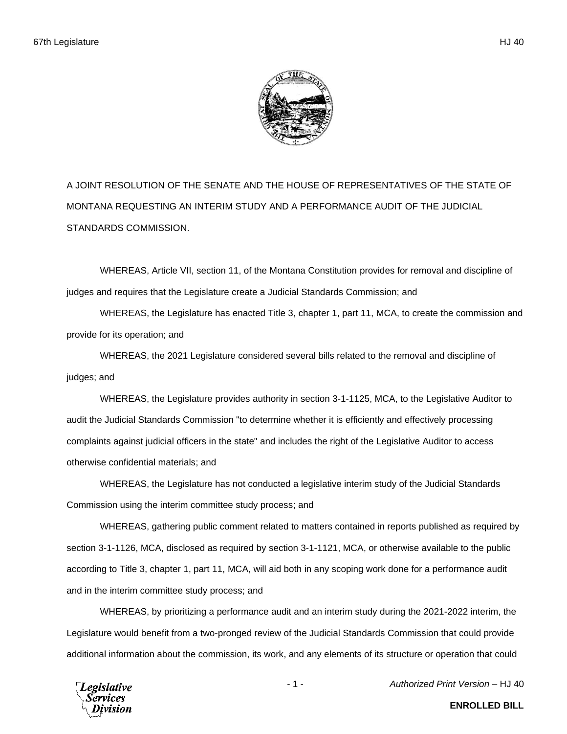A JOINT RESOLUTION OF THE SENATE AND THE HOUSE OF REPRESENTATIVES OF THE STATE OF MONTANA REQUESTING AN INTERIM STUDY AND A PERFORMANCE AUDIT OF THE JUDICIAL STANDARDS COMMISSION.

WHEREAS, Article VII, section 11, of the Montana Constitution provides for removal and discipline of judges and requires that the Legislature create a Judicial Standards Commission; and

WHEREAS, the Legislature has enacted Title 3, chapter 1, part 11, MCA, to create the commission and provide for its operation; and

WHEREAS, the 2021 Legislature considered several bills related to the removal and discipline of judges; and

WHEREAS, the Legislature provides authority in section 3-1-1125, MCA, to the Legislative Auditor to audit the Judicial Standards Commission "to determine whether it is efficiently and effectively processing complaints against judicial officers in the state" and includes the right of the Legislative Auditor to access otherwise confidential materials; and

WHEREAS, the Legislature has not conducted a legislative interim study of the Judicial Standards Commission using the interim committee study process; and

WHEREAS, gathering public comment related to matters contained in reports published as required by section 3-1-1126, MCA, disclosed as required by section 3-1-1121, MCA, or otherwise available to the public according to Title 3, chapter 1, part 11, MCA, will aid both in any scoping work done for a performance audit and in the interim committee study process; and

WHEREAS, by prioritizing a performance audit and an interim study during the 2021-2022 interim, the Legislature would benefit from a two-pronged review of the Judicial Standards Commission that could provide additional information about the commission, its work, and any elements of its structure or operation that could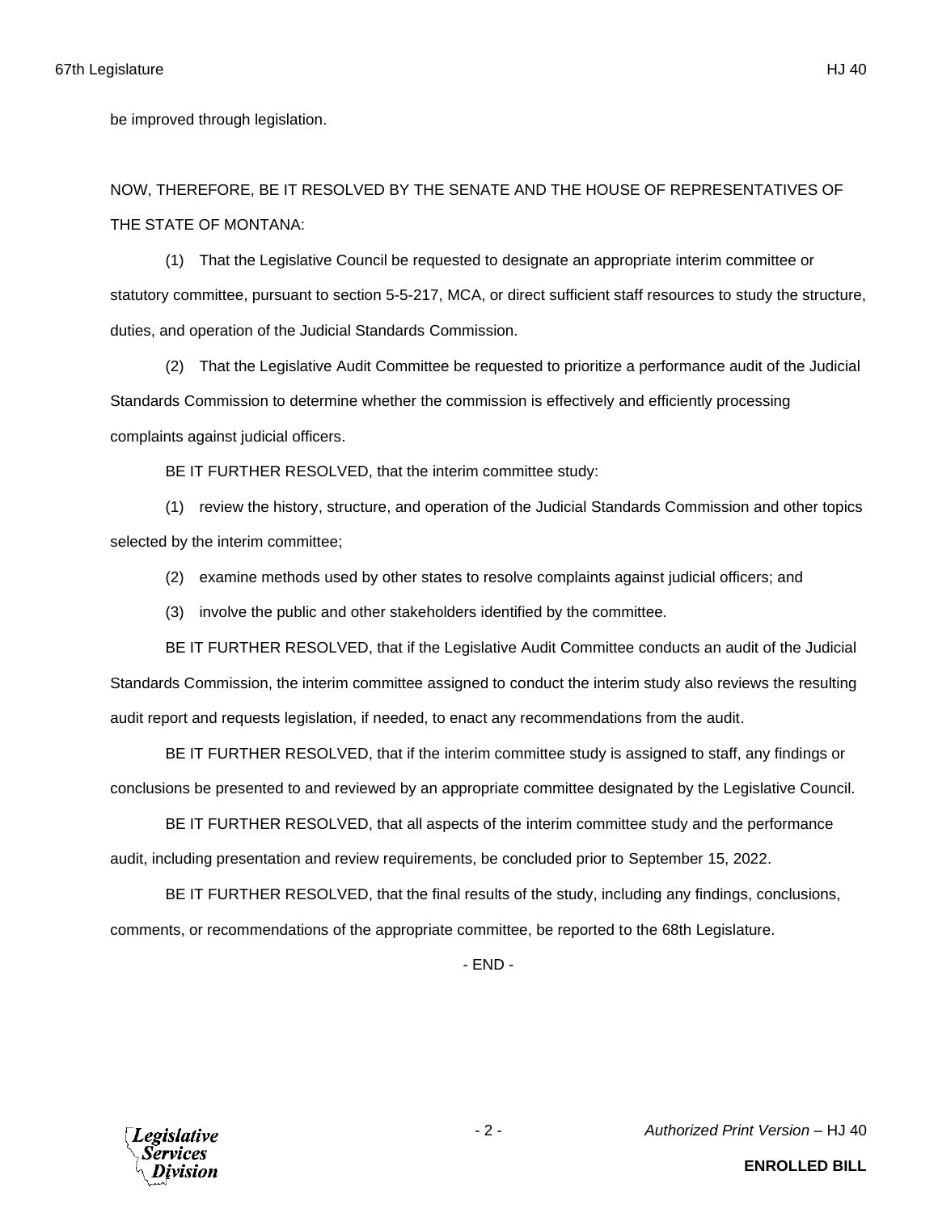be improved through legislation.

NOW, THEREFORE, BE IT RESOLVED BY THE SENATE AND THE HOUSE OF REPRESENTATIVES OF THE STATE OF MONTANA:

(1) That the Legislative Council be requested to designate an appropriate interim committee or statutory committee, pursuant to section 5-5-217, MCA, or direct sufficient staff resources to study the structure, duties, and operation of the Judicial Standards Commission.

(2) That the Legislative Audit Committee be requested to prioritize a performance audit of the Judicial Standards Commission to determine whether the commission is effectively and efficiently processing complaints against judicial officers.

BE IT FURTHER RESOLVED, that the interim committee study:

(1) review the history, structure, and operation of the Judicial Standards Commission and other topics selected by the interim committee;

(2) examine methods used by other states to resolve complaints against judicial officers; and

(3) involve the public and other stakeholders identified by the committee.

BE IT FURTHER RESOLVED, that if the Legislative Audit Committee conducts an audit of the Judicial Standards Commission, the interim committee assigned to conduct the interim study also reviews the resulting audit report and requests legislation, if needed, to enact any recommendations from the audit.

BE IT FURTHER RESOLVED, that if the interim committee study is assigned to staff, any findings or conclusions be presented to and reviewed by an appropriate committee designated by the Legislative Council.

BE IT FURTHER RESOLVED, that all aspects of the interim committee study and the performance audit, including presentation and review requirements, be concluded prior to September 15, 2022.

BE IT FURTHER RESOLVED, that the final results of the study, including any findings, conclusions, comments, or recommendations of the appropriate committee, be reported to the 68th Legislature.

- END -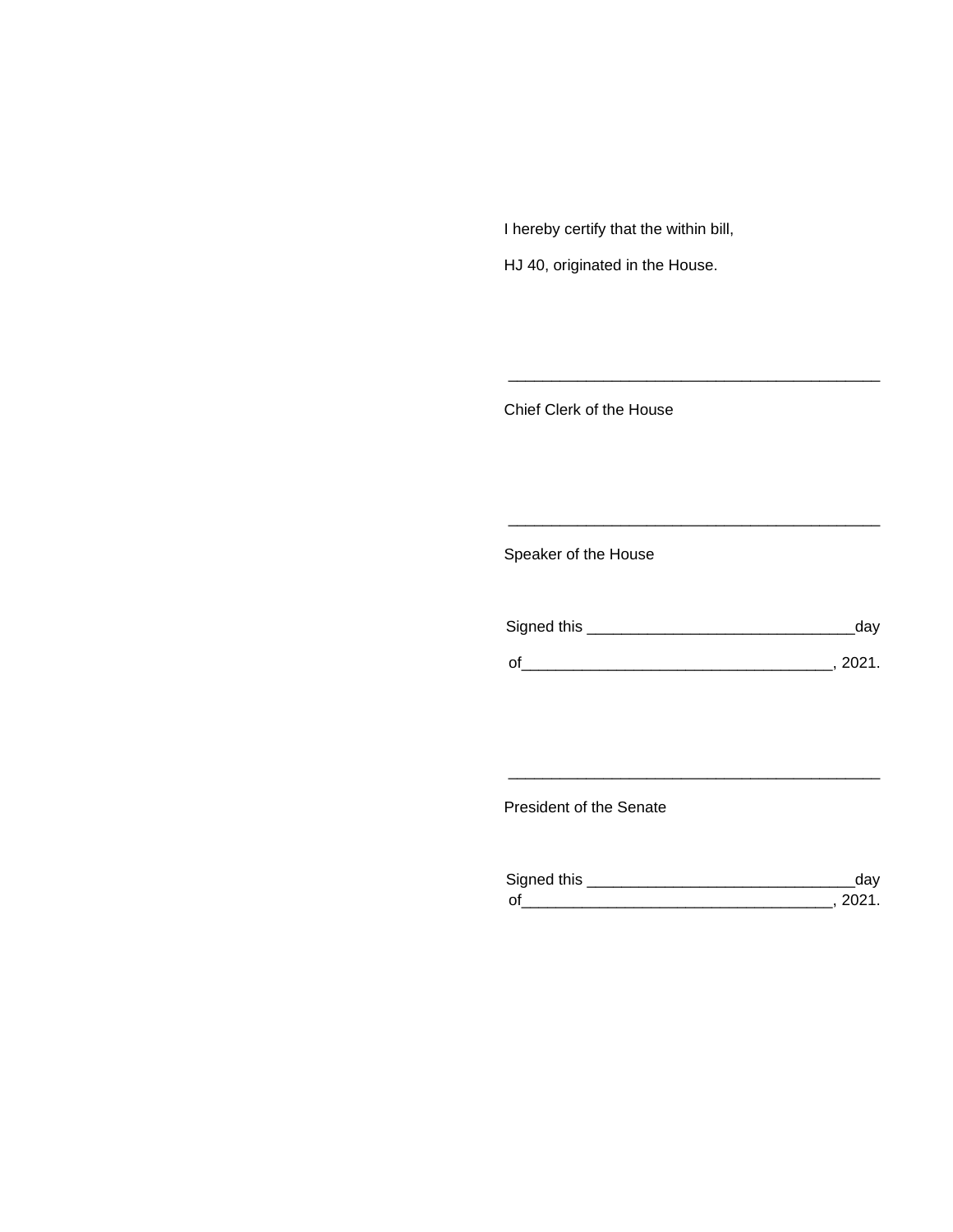I hereby certify that the within bill,

HJ 40, originated in the House.

\_\_\_\_\_\_\_\_\_\_\_\_\_\_\_\_\_\_\_\_\_\_\_\_\_\_\_\_\_\_\_\_\_\_\_\_\_\_\_\_\_\_\_\_

Chief Clerk of the House

\_\_\_\_\_\_\_\_\_\_\_\_\_\_\_\_\_\_\_\_\_\_\_\_\_\_\_\_\_\_\_\_\_\_\_\_\_\_\_\_\_\_\_\_

Speaker of the House

Signed this \_\_\_\_\_\_\_\_\_\_\_\_\_\_\_\_\_\_\_\_\_\_\_\_\_\_\_\_\_\_\_day

of\_\_\_\_\_\_\_\_\_\_\_\_\_\_\_\_\_\_\_\_\_\_\_\_\_\_\_\_\_\_\_\_\_\_\_\_, 2021.

\_\_\_\_\_\_\_\_\_\_\_\_\_\_\_\_\_\_\_\_\_\_\_\_\_\_\_\_\_\_\_\_\_\_\_\_\_\_\_\_\_\_\_\_

President of the Senate

Signed this \_\_\_\_\_\_\_\_\_\_\_\_\_\_\_\_\_\_\_\_\_\_\_\_\_\_\_\_\_\_\_day
of\_\_\_\_\_\_\_\_\_\_\_\_\_\_\_\_\_\_\_\_\_\_\_\_\_\_\_\_\_\_\_\_\_\_\_\_, 2021.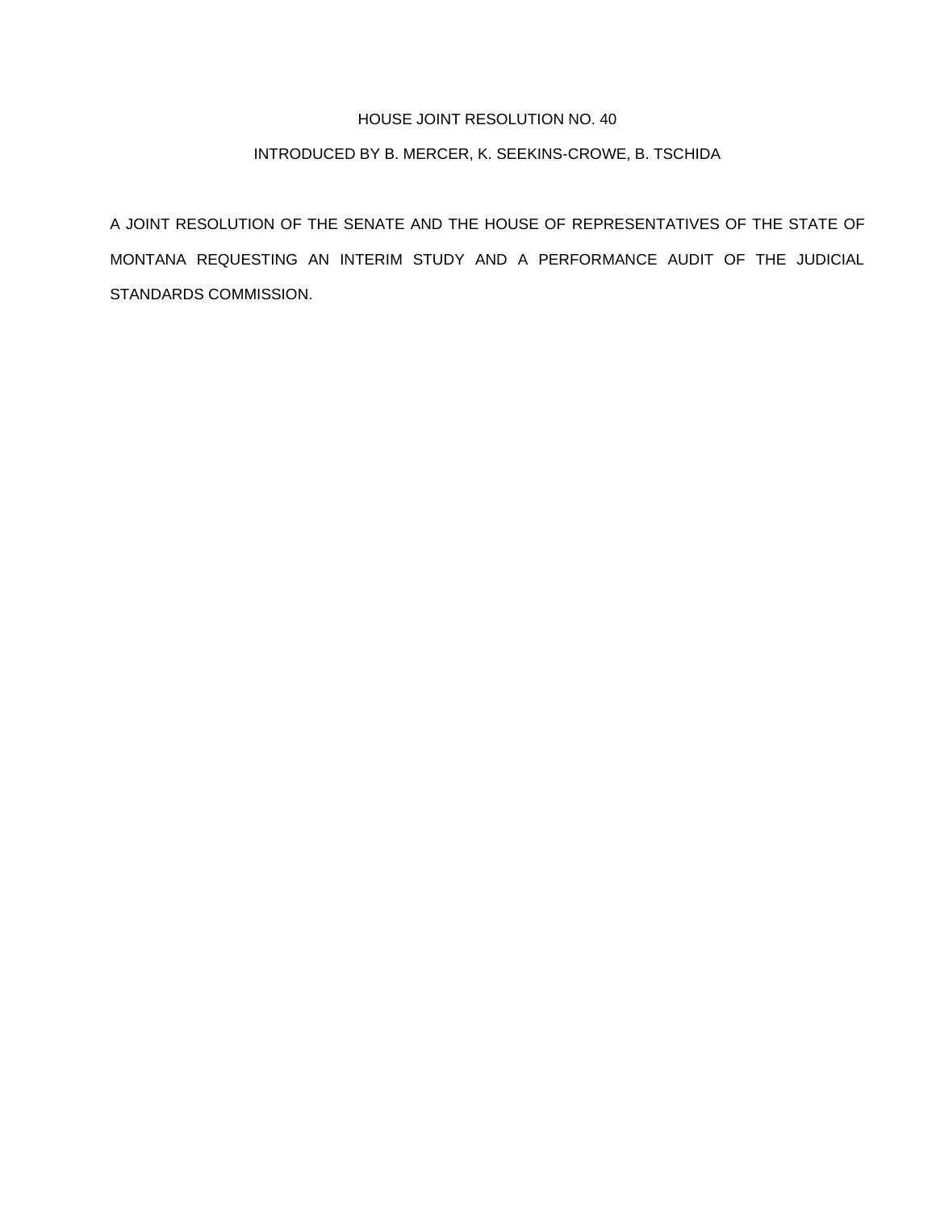HOUSE JOINT RESOLUTION NO. 40

INTRODUCED BY B. MERCER, K. SEEKINS-CROWE, B. TSCHIDA

A JOINT RESOLUTION OF THE SENATE AND THE HOUSE OF REPRESENTATIVES OF THE STATE OF MONTANA REQUESTING AN INTERIM STUDY AND A PERFORMANCE AUDIT OF THE JUDICIAL STANDARDS COMMISSION.